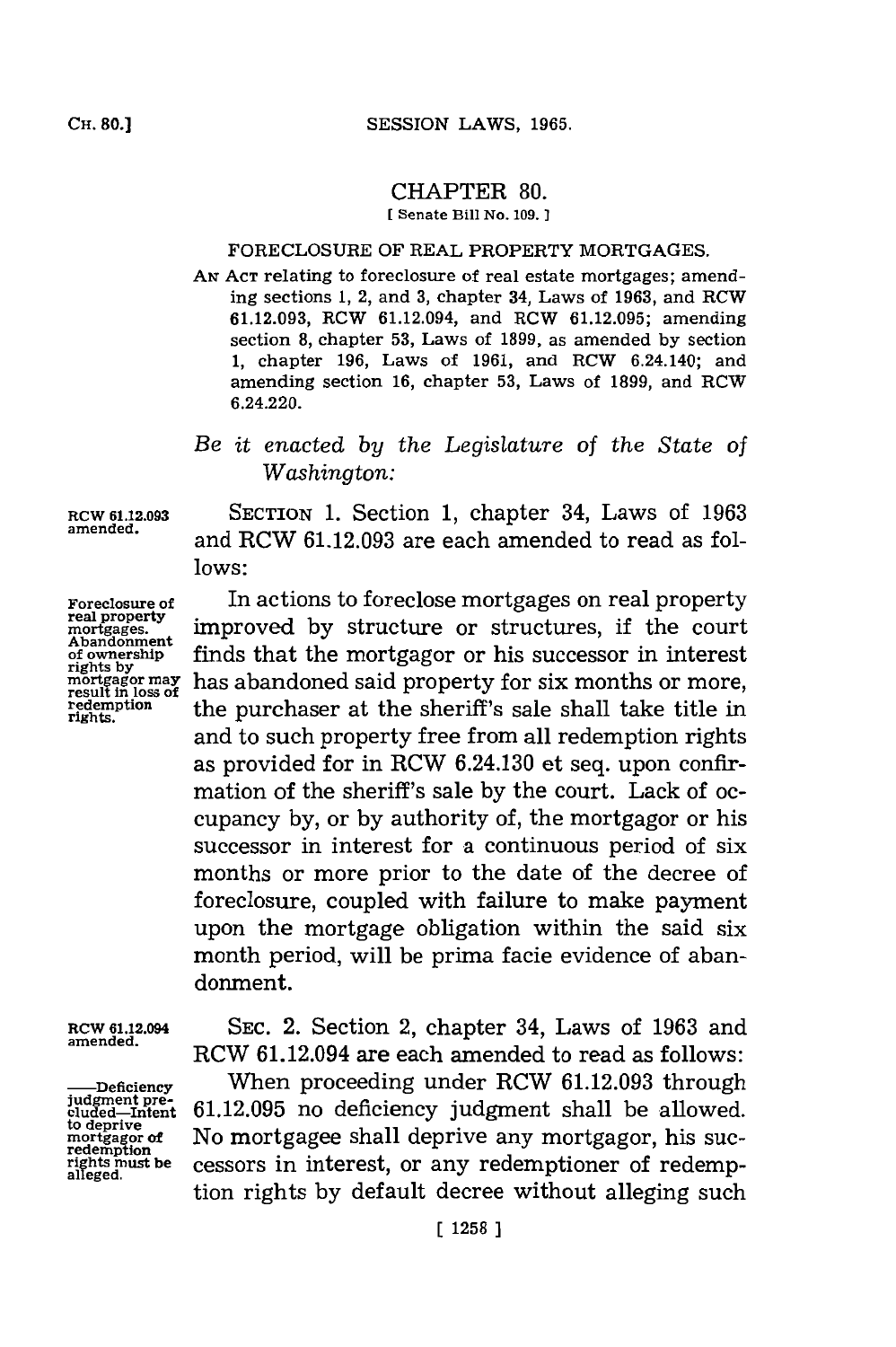# CHAPTER 80.

[ Senate Bill No. 109. ]

## FORECLOSURE OF REAL PROPERTY MORTGAGES.

AN ACT relating to foreclosure of real estate mortgages; amending sections 1, 2, and 3, chapter 34, Laws of 1963, and RCW 61.12.093, RCW 61.12.094, and RCW 61.12.095; amending section 8, chapter 53, Laws of 1899, as amended by section 1, chapter 196, Laws of 1961, and RCW 6.24.140; and amending section 16, chapter 53, Laws of 1899, and RCW 6.24.220.

*Be it enacted by the Legislature of the State of Washington:*

RCW 61.12.093 amended.

SECTION 1. Section 1, chapter 34, Laws of 1963 and RCW 61.12.093 are each amended to read as follows:

Foreclosure of real property mortgages. Abandonment of ownership rights by mortgagor may result in loss of redemption rights.

In actions to foreclose mortgages on real property improved by structure or structures, if the court finds that the mortgagor or his successor in interest has abandoned said property for six months or more, the purchaser at the sheriff's sale shall take title in and to such property free from all redemption rights as provided for in RCW 6.24.130 et seq. upon confirmation of the sheriff's sale by the court. Lack of occupancy by, or by authority of, the mortgagor or his successor in interest for a continuous period of six months or more prior to the date of the decree of foreclosure, coupled with failure to make payment upon the mortgage obligation within the said six month period, will be prima facie evidence of abandonment.

RCW 61.12.094 amended.

SEC. 2. Section 2, chapter 34, Laws of 1963 and RCW 61.12.094 are each amended to read as follows:

——Deficiency judgment precluded—Intent to deprive mortgagor of redemption rights must be alleged.

When proceeding under RCW 61.12.093 through 61.12.095 no deficiency judgment shall be allowed. No mortgagee shall deprive any mortgagor, his successors in interest, or any redemptioner of redemption rights by default decree without alleging such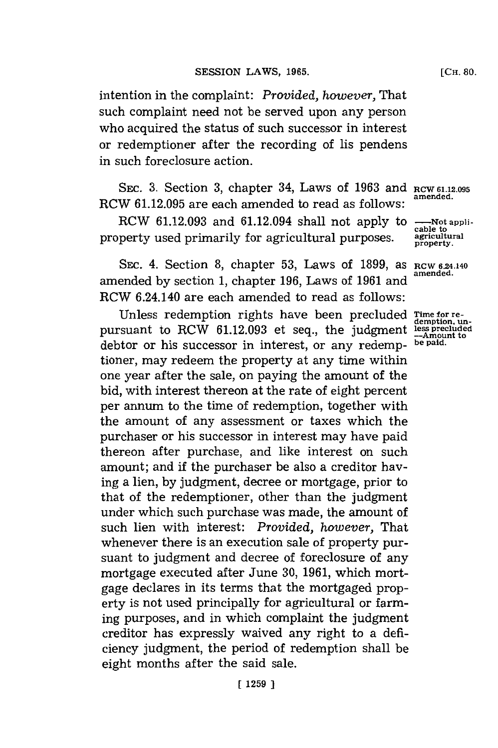intention in the complaint: *Provided, however,* That such complaint need not be served upon any person who acquired the status of such successor in interest or redemptioner after the recording of lis pendens in such foreclosure action.

SEC. 3. Section 3, chapter 34, Laws of 1963 and RCW 61.12.095 are each amended to read as follows:

RCW 61.12.095 amended.

RCW 61.12.093 and 61.12.094 shall not apply to property used primarily for agricultural purposes.

—Not applicable to agricultural property.

SEC. 4. Section 8, chapter 53, Laws of 1899, as amended by section 1, chapter 196, Laws of 1961 and RCW 6.24.140 are each amended to read as follows:

RCW 6.24.140 amended.

Time for redemption, unless precluded —Amount to be paid.

Unless redemption rights have been precluded pursuant to RCW 61.12.093 et seq., the judgment debtor or his successor in interest, or any redemptioner, may redeem the property at any time within one year after the sale, on paying the amount of the bid, with interest thereon at the rate of eight percent per annum to the time of redemption, together with the amount of any assessment or taxes which the purchaser or his successor in interest may have paid thereon after purchase, and like interest on such amount; and if the purchaser be also a creditor having a lien, by judgment, decree or mortgage, prior to that of the redemptioner, other than the judgment under which such purchase was made, the amount of such lien with interest: *Provided, however,* That whenever there is an execution sale of property pursuant to judgment and decree of foreclosure of any mortgage executed after June 30, 1961, which mortgage declares in its terms that the mortgaged property is not used principally for agricultural or farming purposes, and in which complaint the judgment creditor has expressly waived any right to a deficiency judgment, the period of redemption shall be eight months after the said sale.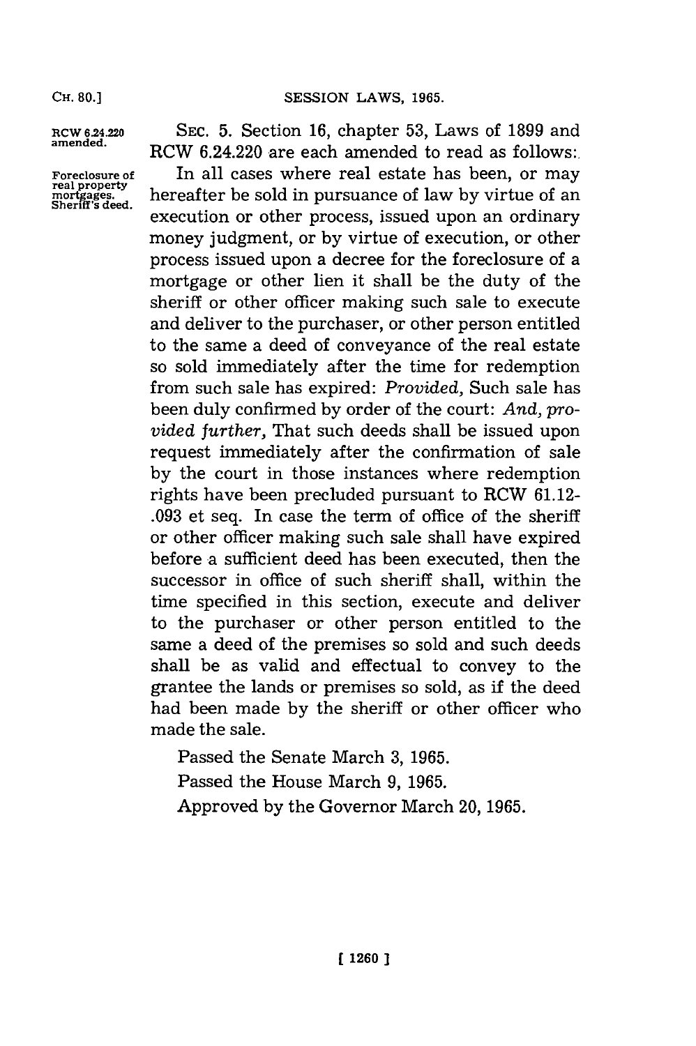RCW 6.24.220 amended.

SEC. 5. Section 16, chapter 53, Laws of 1899 and RCW 6.24.220 are each amended to read as follows:

Foreclosure of real property mortgages. Sheriff's deed.

In all cases where real estate has been, or may hereafter be sold in pursuance of law by virtue of an execution or other process, issued upon an ordinary money judgment, or by virtue of execution, or other process issued upon a decree for the foreclosure of a mortgage or other lien it shall be the duty of the sheriff or other officer making such sale to execute and deliver to the purchaser, or other person entitled to the same a deed of conveyance of the real estate so sold immediately after the time for redemption from such sale has expired: *Provided,* Such sale has been duly confirmed by order of the court: *And, provided further,* That such deeds shall be issued upon request immediately after the confirmation of sale by the court in those instances where redemption rights have been precluded pursuant to RCW 61.12-.093 et seq. In case the term of office of the sheriff or other officer making such sale shall have expired before a sufficient deed has been executed, then the successor in office of such sheriff shall, within the time specified in this section, execute and deliver to the purchaser or other person entitled to the same a deed of the premises so sold and such deeds shall be as valid and effectual to convey to the grantee the lands or premises so sold, as if the deed had been made by the sheriff or other officer who made the sale.

Passed the Senate March 3, 1965.

Passed the House March 9, 1965.

Approved by the Governor March 20, 1965.